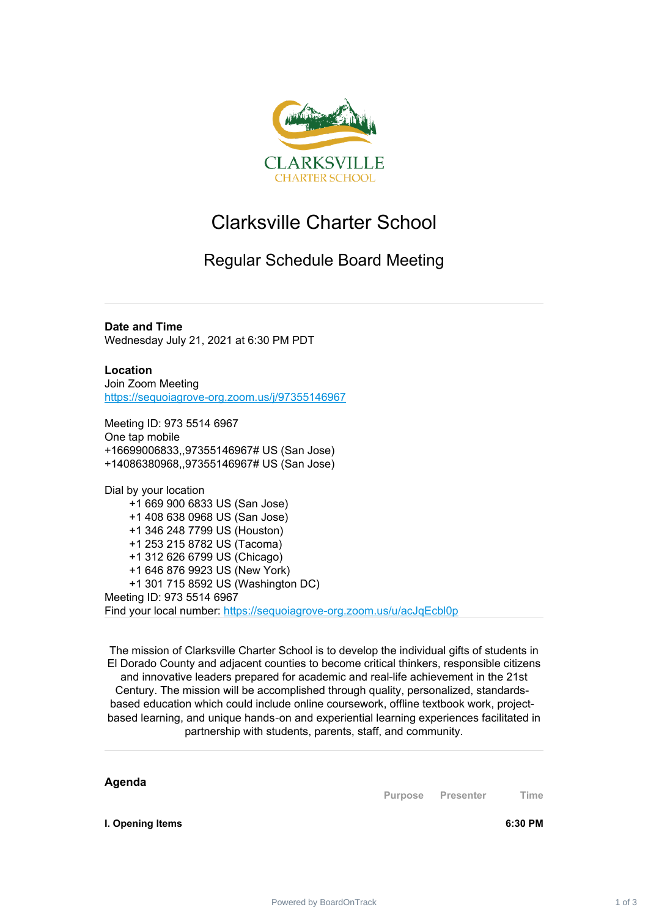CLARKSVILLE
CHARTER SCHOOL

# Clarksville Charter School

## Regular Schedule Board Meeting

---

**Date and Time**
Wednesday July 21, 2021 at 6:30 PM PDT

**Location**
Join Zoom Meeting
https://sequoiagrove-org.zoom.us/j/97355146967

Meeting ID: 973 5514 6967
One tap mobile
+16699006833,,97355146967# US (San Jose)
+14086380968,,97355146967# US (San Jose)

Dial by your location
- +1 669 900 6833 US (San Jose)
- +1 408 638 0968 US (San Jose)
- +1 346 248 7799 US (Houston)
- +1 253 215 8782 US (Tacoma)
- +1 312 626 6799 US (Chicago)
- +1 646 876 9923 US (New York)
- +1 301 715 8592 US (Washington DC)

Meeting ID: 973 5514 6967
Find your local number: https://sequoiagrove-org.zoom.us/u/acJqEcbl0p

---

The mission of Clarksville Charter School is to develop the individual gifts of students in El Dorado County and adjacent counties to become critical thinkers, responsible citizens and innovative leaders prepared for academic and real-life achievement in the 21st Century. The mission will be accomplished through quality, personalized, standards-based education which could include online coursework, offline textbook work, project-based learning, and unique hands-on and experiential learning experiences facilitated in partnership with students, parents, staff, and community.

---

**Agenda**

| | Purpose | Presenter | Time |
|---|---|---|---|
| **I. Opening Items** | | | **6:30 PM** |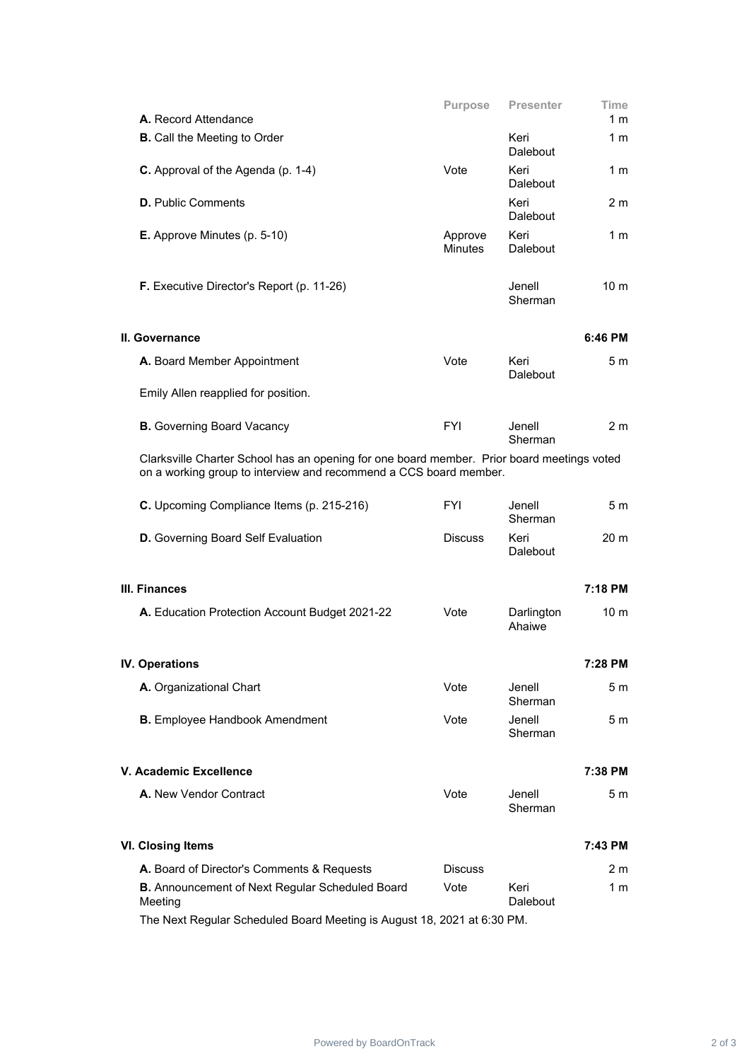| | Purpose | Presenter | Time |
|---|---|---|---|
| **A.** Record Attendance | | | 1 m |
| **B.** Call the Meeting to Order | | Keri Dalebout | 1 m |
| **C.** Approval of the Agenda (p. 1-4) | Vote | Keri Dalebout | 1 m |
| **D.** Public Comments | | Keri Dalebout | 2 m |
| **E.** Approve Minutes (p. 5-10) | Approve Minutes | Keri Dalebout | 1 m |
| **F.** Executive Director's Report (p. 11-26) | | Jenell Sherman | 10 m |

## II. Governance — 6:46 PM

| | Purpose | Presenter | Time |
|---|---|---|---|
| **A.** Board Member Appointment | Vote | Keri Dalebout | 5 m |

Emily Allen reapplied for position.

| | Purpose | Presenter | Time |
|---|---|---|---|
| **B.** Governing Board Vacancy | FYI | Jenell Sherman | 2 m |

Clarksville Charter School has an opening for one board member. Prior board meetings voted on a working group to interview and recommend a CCS board member.

| | Purpose | Presenter | Time |
|---|---|---|---|
| **C.** Upcoming Compliance Items (p. 215-216) | FYI | Jenell Sherman | 5 m |
| **D.** Governing Board Self Evaluation | Discuss | Keri Dalebout | 20 m |

## III. Finances — 7:18 PM

| | Purpose | Presenter | Time |
|---|---|---|---|
| **A.** Education Protection Account Budget 2021-22 | Vote | Darlington Ahaiwe | 10 m |

## IV. Operations — 7:28 PM

| | Purpose | Presenter | Time |
|---|---|---|---|
| **A.** Organizational Chart | Vote | Jenell Sherman | 5 m |
| **B.** Employee Handbook Amendment | Vote | Jenell Sherman | 5 m |

## V. Academic Excellence — 7:38 PM

| | Purpose | Presenter | Time |
|---|---|---|---|
| **A.** New Vendor Contract | Vote | Jenell Sherman | 5 m |

## VI. Closing Items — 7:43 PM

| | Purpose | Presenter | Time |
|---|---|---|---|
| **A.** Board of Director's Comments & Requests | Discuss | | 2 m |
| **B.** Announcement of Next Regular Scheduled Board Meeting | Vote | Keri Dalebout | 1 m |

The Next Regular Scheduled Board Meeting is August 18, 2021 at 6:30 PM.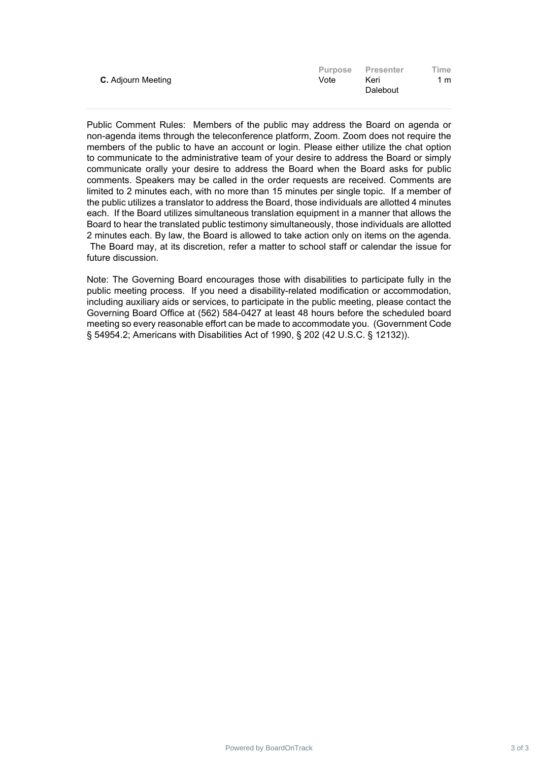| | Purpose | Presenter | Time |
|---|---|---|---|
| **C.** Adjourn Meeting | Vote | Keri Dalebout | 1 m |

Public Comment Rules: Members of the public may address the Board on agenda or non-agenda items through the teleconference platform, Zoom. Zoom does not require the members of the public to have an account or login. Please either utilize the chat option to communicate to the administrative team of your desire to address the Board or simply communicate orally your desire to address the Board when the Board asks for public comments. Speakers may be called in the order requests are received. Comments are limited to 2 minutes each, with no more than 15 minutes per single topic. If a member of the public utilizes a translator to address the Board, those individuals are allotted 4 minutes each. If the Board utilizes simultaneous translation equipment in a manner that allows the Board to hear the translated public testimony simultaneously, those individuals are allotted 2 minutes each. By law, the Board is allowed to take action only on items on the agenda. The Board may, at its discretion, refer a matter to school staff or calendar the issue for future discussion.

Note: The Governing Board encourages those with disabilities to participate fully in the public meeting process. If you need a disability-related modification or accommodation, including auxiliary aids or services, to participate in the public meeting, please contact the Governing Board Office at (562) 584-0427 at least 48 hours before the scheduled board meeting so every reasonable effort can be made to accommodate you. (Government Code § 54954.2; Americans with Disabilities Act of 1990, § 202 (42 U.S.C. § 12132)).

Powered by BoardOnTrack